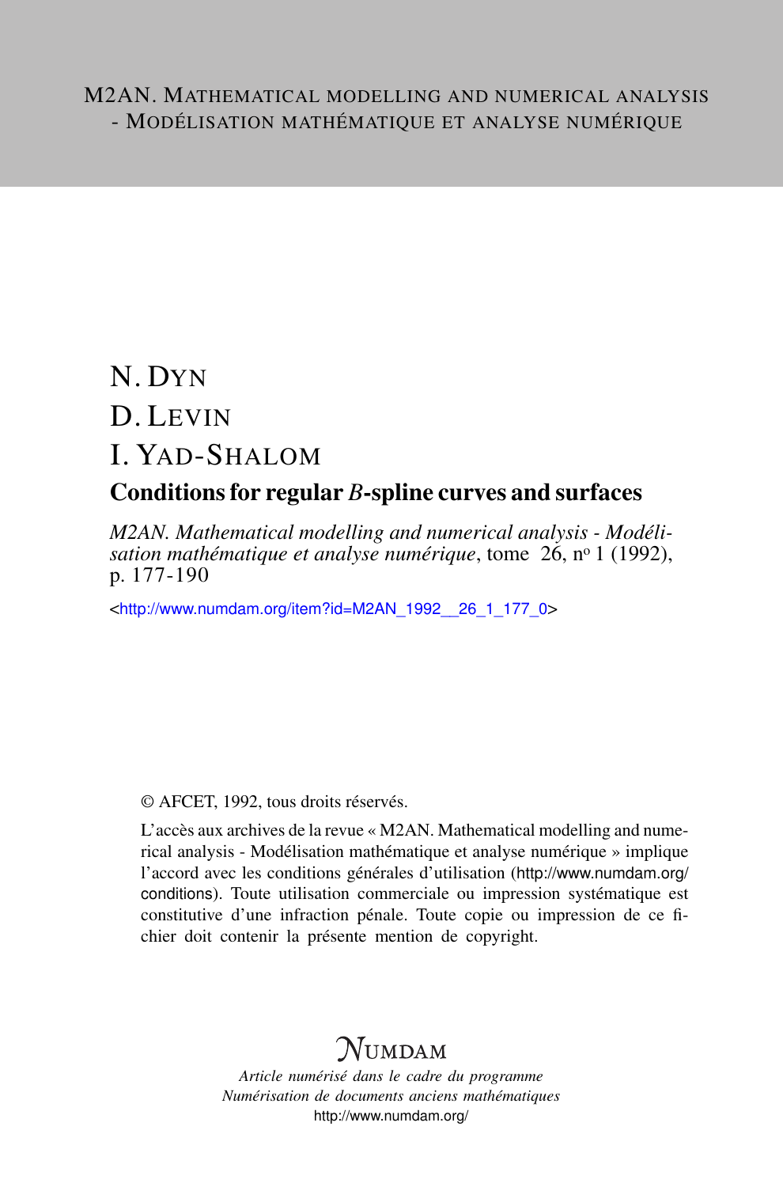M2AN. MATHEMATICAL MODELLING AND NUMERICAL ANALYSIS - MODÉLISATION MATHÉMATIQUE ET ANALYSE NUMÉRIQUE

# N. DYN
# D. LEVIN
# I. YAD-SHALOM

## Conditions for regular *B*-spline curves and surfaces

*M2AN. Mathematical modelling and numerical analysis - Modélisation mathématique et analyse numérique*, tome 26, nº 1 (1992), p. 177-190

<http://www.numdam.org/item?id=M2AN_1992__26_1_177_0>

© AFCET, 1992, tous droits réservés.

L'accès aux archives de la revue « M2AN. Mathematical modelling and numerical analysis - Modélisation mathématique et analyse numérique » implique l'accord avec les conditions générales d'utilisation (http://www.numdam.org/conditions). Toute utilisation commerciale ou impression systématique est constitutive d'une infraction pénale. Toute copie ou impression de ce fichier doit contenir la présente mention de copyright.

NUMDAM

*Article numérisé dans le cadre du programme Numérisation de documents anciens mathématiques*
http://www.numdam.org/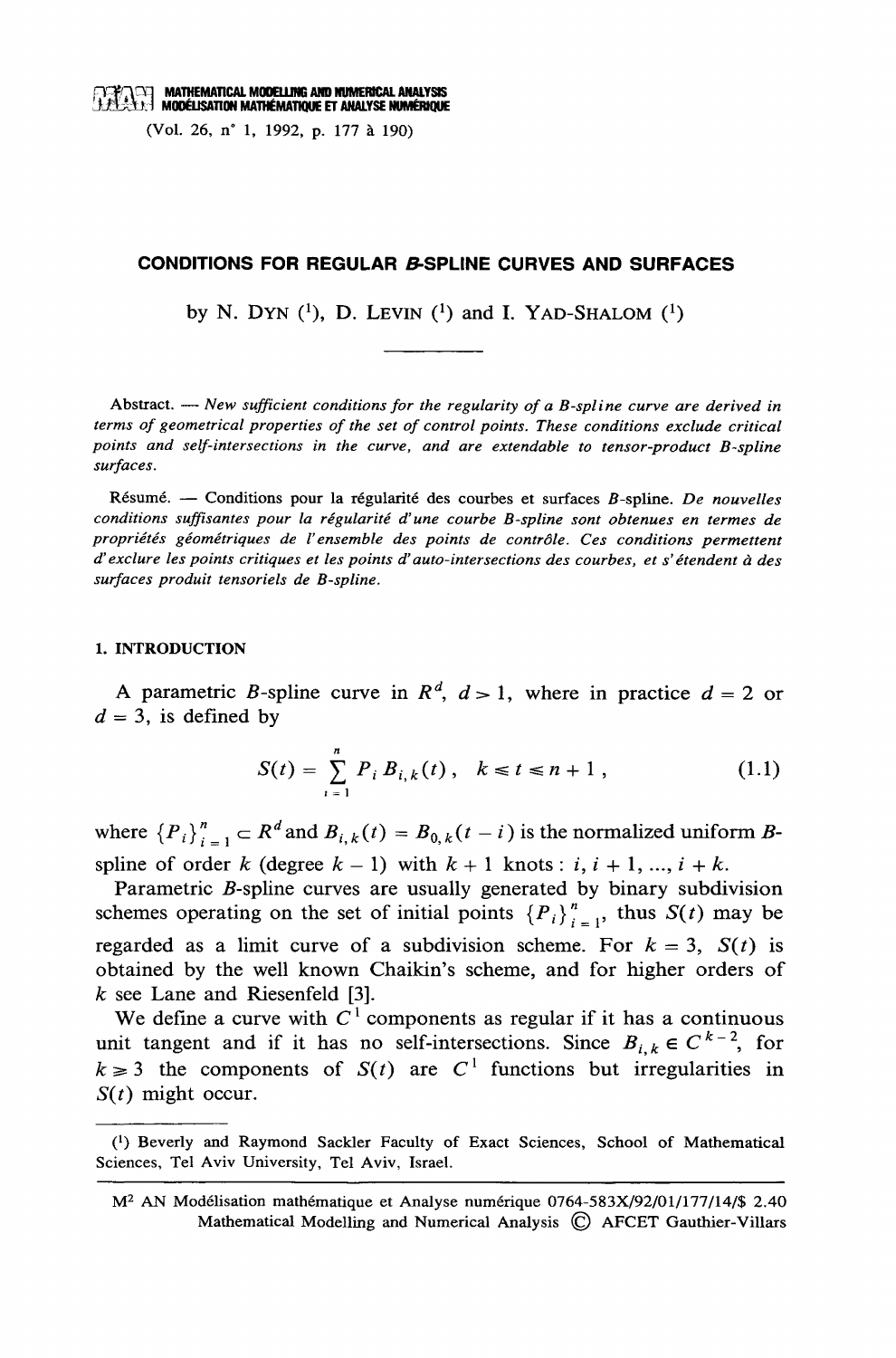# CONDITIONS FOR REGULAR B-SPLINE CURVES AND SURFACES

by N. Dyn [1], D. Levin [1] and I. Yad-Shalom [1]

---

Abstract. — *New sufficient conditions for the regularity of a B-spline curve are derived in terms of geometrical properties of the set of control points. These conditions exclude critical points and self-intersections in the curve, and are extendable to tensor-product B-spline surfaces.*

Résumé. — Conditions pour la régularité des courbes et surfaces B-spline. *De nouvelles conditions suffisantes pour la régularité d'une courbe B-spline sont obtenues en termes de propriétés géométriques de l'ensemble des points de contrôle. Ces conditions permettent d'exclure les points critiques et les points d'auto-intersections des courbes, et s'étendent à des surfaces produit tensoriels de B-spline.*

## 1. INTRODUCTION

A parametric $B$-spline curve in $R^d$, $d > 1$, where in practice $d = 2$ or $d = 3$, is defined by

$$S(t) = \sum_{i=1}^{n} P_i B_{i,k}(t) , \quad k \leqslant t \leqslant n+1 , \tag{1.1}$$

where $\{P_i\}_{i=1}^{n} \subset R^d$ and $B_{i,k}(t) = B_{0,k}(t-i)$ is the normalized uniform $B$-spline of order $k$ (degree $k-1$) with $k+1$ knots : $i, i+1, ..., i+k$.

Parametric $B$-spline curves are usually generated by binary subdivision schemes operating on the set of initial points $\{P_i\}_{i=1}^{n}$, thus $S(t)$ may be regarded as a limit curve of a subdivision scheme. For $k = 3$, $S(t)$ is obtained by the well known Chaikin's scheme, and for higher orders of $k$ see Lane and Riesenfeld [3].

We define a curve with $C^1$ components as regular if it has a continuous unit tangent and if it has no self-intersections. Since $B_{i,k} \in C^{k-2}$, for $k \geqslant 3$ the components of $S(t)$ are $C^1$ functions but irregularities in $S(t)$ might occur.

---

[1] Beverly and Raymond Sackler Faculty of Exact Sciences, School of Mathematical Sciences, Tel Aviv University, Tel Aviv, Israel.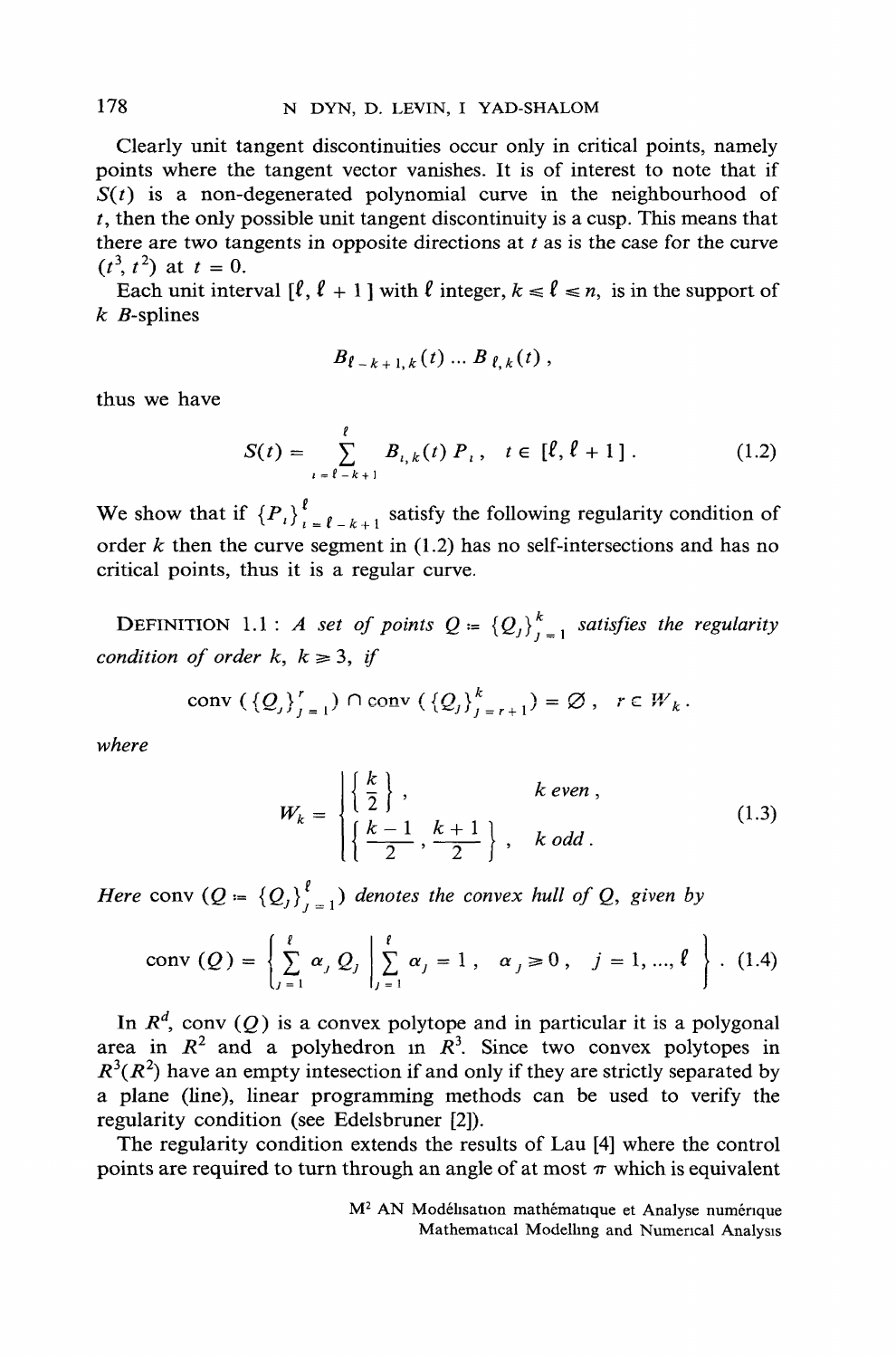Clearly unit tangent discontinuities occur only in critical points, namely points where the tangent vector vanishes. It is of interest to note that if $S(t)$ is a non-degenerated polynomial curve in the neighbourhood of $t$, then the only possible unit tangent discontinuity is a cusp. This means that there are two tangents in opposite directions at $t$ as is the case for the curve $(t^3, t^2)$ at $t = 0$.

Each unit interval $[\ell, \ell + 1]$ with $\ell$ integer, $k \leqslant \ell \leqslant n$, is in the support of $k$ $B$-splines

$$B_{\ell - k + 1, k}(t) \dots B_{\ell, k}(t),$$

thus we have

$$S(t) = \sum_{i = \ell - k + 1}^{\ell} B_{i,k}(t)\, P_i, \quad t \in [\ell, \ell + 1]. \tag{1.2}$$

We show that if $\{P_i\}_{i = \ell - k + 1}^{\ell}$ satisfy the following regularity condition of order $k$ then the curve segment in (1.2) has no self-intersections and has no critical points, thus it is a regular curve.

**Definition 1.1**: *A set of points $Q := \{Q_j\}_{j=1}^{k}$ satisfies the regularity condition of order $k$, $k \geqslant 3$, if*

$$\operatorname{conv}(\{Q_j\}_{j=1}^{r}) \cap \operatorname{conv}(\{Q_j\}_{j=r+1}^{k}) = \varnothing, \quad r \in W_k.$$

*where*

$$W_k = \begin{cases} \left\{\dfrac{k}{2}\right\}, & k \text{ even}, \\[2mm] \left\{\dfrac{k-1}{2}, \dfrac{k+1}{2}\right\}, & k \text{ odd}. \end{cases} \tag{1.3}$$

*Here* $\operatorname{conv}(Q := \{Q_j\}_{j=1}^{\ell})$ *denotes the convex hull of* $Q$, *given by*

$$\operatorname{conv}(Q) = \left\{ \sum_{j=1}^{\ell} \alpha_j Q_j \;\middle|\; \sum_{j=1}^{\ell} \alpha_j = 1, \quad \alpha_j \geqslant 0, \quad j = 1, \dots, \ell \right\}. \tag{1.4}$$

In $R^d$, $\operatorname{conv}(Q)$ is a convex polytope and in particular it is a polygonal area in $R^2$ and a polyhedron in $R^3$. Since two convex polytopes in $R^3(R^2)$ have an empty intesection if and only if they are strictly separated by a plane (line), linear programming methods can be used to verify the regularity condition (see Edelsbruner [2]).

The regularity condition extends the results of Lau [4] where the control points are required to turn through an angle of at most $\pi$ which is equivalent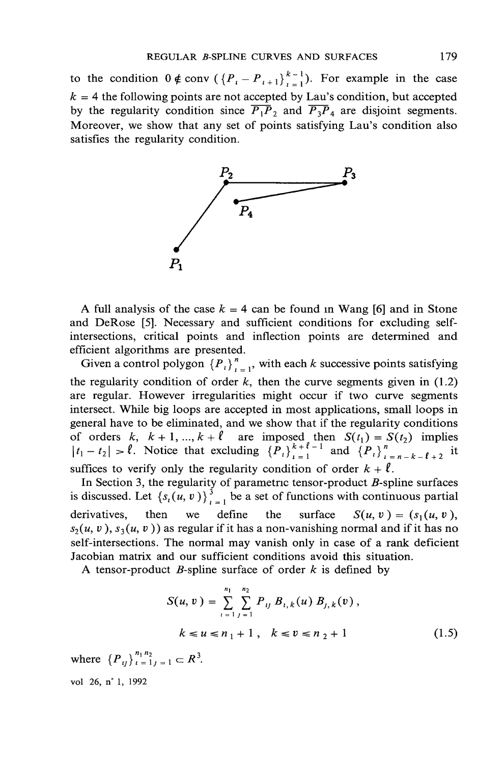to the condition $0 \notin \text{conv}\left(\{P_i - P_{i+1}\}_{i=1}^{k-1}\right)$. For example in the case $k = 4$ the following points are not accepted by Lau's condition, but accepted by the regularity condition since $\overline{P_1P_2}$ and $\overline{P_3P_4}$ are disjoint segments. Moreover, we show that any set of points satisfying Lau's condition also satisfies the regularity condition.

A full analysis of the case $k = 4$ can be found in Wang [6] and in Stone and DeRose [5]. Necessary and sufficient conditions for excluding self-intersections, critical points and inflection points are determined and efficient algorithms are presented.

Given a control polygon $\{P_i\}_{i=1}^{n}$, with each $k$ successive points satisfying the regularity condition of order $k$, then the curve segments given in (1.2) are regular. However irregularities might occur if two curve segments intersect. While big loops are accepted in most applications, small loops in general have to be eliminated, and we show that if the regularity conditions of orders $k$, $k+1, \ldots, k+\ell$ are imposed then $S(t_1) = S(t_2)$ implies $|t_1 - t_2| > \ell$. Notice that excluding $\{P_i\}_{i=1}^{k+\ell-1}$ and $\{P_i\}_{i=n-k-\ell+2}^{n}$ it suffices to verify only the regularity condition of order $k + \ell$.

In Section 3, the regularity of parametric tensor-product $B$-spline surfaces is discussed. Let $\{s_i(u, v)\}_{i=1}^{3}$ be a set of functions with continuous partial derivatives, then we define the surface $S(u, v) = (s_1(u, v), s_2(u, v), s_3(u, v))$ as regular if it has a non-vanishing normal and if it has no self-intersections. The normal may vanish only in case of a rank deficient Jacobian matrix and our sufficient conditions avoid this situation.

A tensor-product $B$-spline surface of order $k$ is defined by

$$S(u, v) = \sum_{i=1}^{n_1} \sum_{j=1}^{n_2} P_{ij} B_{i,k}(u) B_{j,k}(v),$$

$$k \leqslant u \leqslant n_1 + 1, \quad k \leqslant v \leqslant n_2 + 1 \tag{1.5}$$

where $\{P_{ij}\}_{i=1}^{n_1}{}_{j=1}^{n_2} \subset R^3$.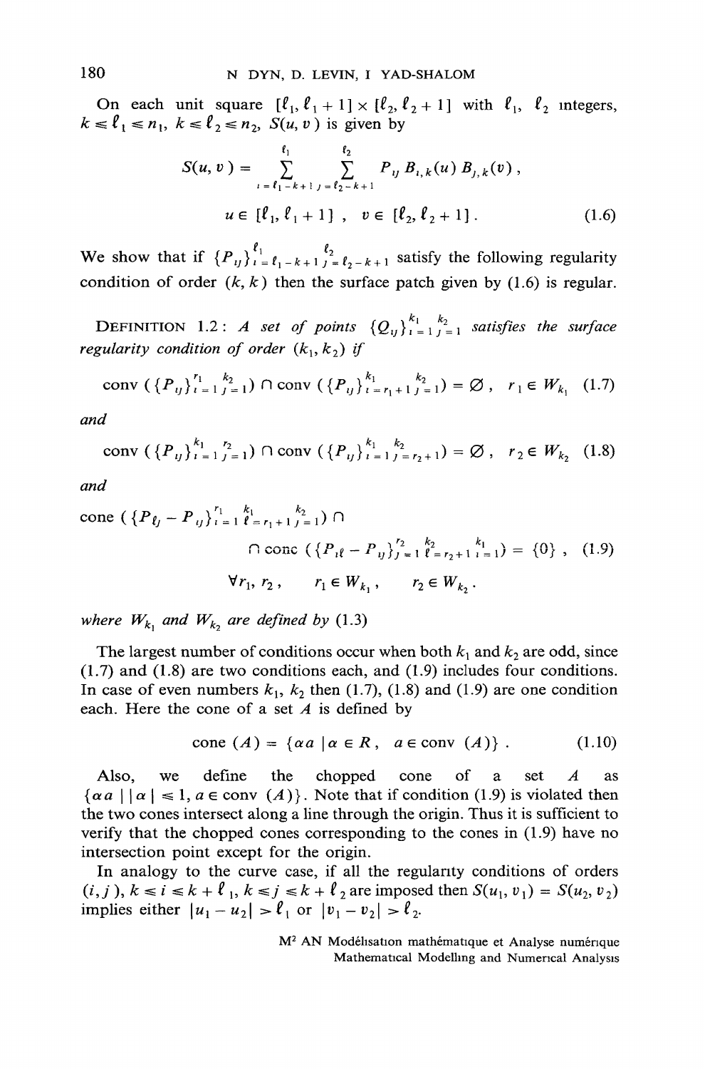On each unit square $[\ell_1, \ell_1 + 1] \times [\ell_2, \ell_2 + 1]$ with $\ell_1$, $\ell_2$ integers, $k \leq \ell_1 \leq n_1$, $k \leq \ell_2 \leq n_2$, $S(u, v)$ is given by

$$S(u, v) = \sum_{i=\ell_1-k+1}^{\ell_1} \sum_{j=\ell_2-k+1}^{\ell_2} P_{ij} B_{i,k}(u) B_{j,k}(v) ,$$

$$u \in [\ell_1, \ell_1 + 1] , \quad v \in [\ell_2, \ell_2 + 1] . \tag{1.6}$$

We show that if $\{P_{ij}\}_{i=\ell_1-k+1}^{\ell_1} {}_{j=\ell_2-k+1}^{\ell_2}$ satisfy the following regularity condition of order $(k, k)$ then the surface patch given by (1.6) is regular.

DEFINITION 1.2 : *A set of points* $\{Q_{ij}\}_{i=1}^{k_1} {}_{j=1}^{k_2}$ *satisfies the surface regularity condition of order* $(k_1, k_2)$ *if*

$$\text{conv}\,(\{P_{ij}\}_{i=1}^{r_1} {}_{j=1}^{k_2}) \cap \text{conv}\,(\{P_{ij}\}_{i=r_1+1}^{k_1} {}_{j=1}^{k_2}) = \varnothing , \quad r_1 \in W_{k_1} \tag{1.7}$$

*and*

$$\text{conv}\,(\{P_{ij}\}_{i=1}^{k_1} {}_{j=1}^{r_2}) \cap \text{conv}\,(\{P_{ij}\}_{i=1}^{k_1} {}_{j=r_2+1}^{k_2}) = \varnothing , \quad r_2 \in W_{k_2} \tag{1.8}$$

*and*

$$\text{cone}\,(\{P_{\ell j} - P_{ij}\}_{i=1}^{r_1} {}_{\ell=r_1+1}^{k_1} {}_{j=1}^{k_2}) \cap$$

$$\cap \, \text{cone}\,(\{P_{i\ell} - P_{ij}\}_{j=1}^{r_2} {}_{\ell=r_2+1}^{k_2} {}_{i=1}^{k_1}) = \{0\} , \tag{1.9}$$

$$\forall r_1, r_2 , \qquad r_1 \in W_{k_1} , \qquad r_2 \in W_{k_2} .$$

*where* $W_{k_1}$ *and* $W_{k_2}$ *are defined by* (1.3)

The largest number of conditions occur when both $k_1$ and $k_2$ are odd, since (1.7) and (1.8) are two conditions each, and (1.9) includes four conditions. In case of even numbers $k_1$, $k_2$ then (1.7), (1.8) and (1.9) are one condition each. Here the cone of a set $A$ is defined by

$$\text{cone}\,(A) = \{\alpha a \mid \alpha \in R , \quad a \in \text{conv}\,(A)\} . \tag{1.10}$$

Also, we define the chopped cone of a set $A$ as $\{\alpha a \mid |\alpha| \leq 1, a \in \text{conv}\,(A)\}$. Note that if condition (1.9) is violated then the two cones intersect along a line through the origin. Thus it is sufficient to verify that the chopped cones corresponding to the cones in (1.9) have no intersection point except for the origin.

In analogy to the curve case, if all the regularity conditions of orders $(i, j)$, $k \leq i \leq k + \ell_1$, $k \leq j \leq k + \ell_2$ are imposed then $S(u_1, v_1) = S(u_2, v_2)$ implies either $|u_1 - u_2| > \ell_1$ or $|v_1 - v_2| > \ell_2$.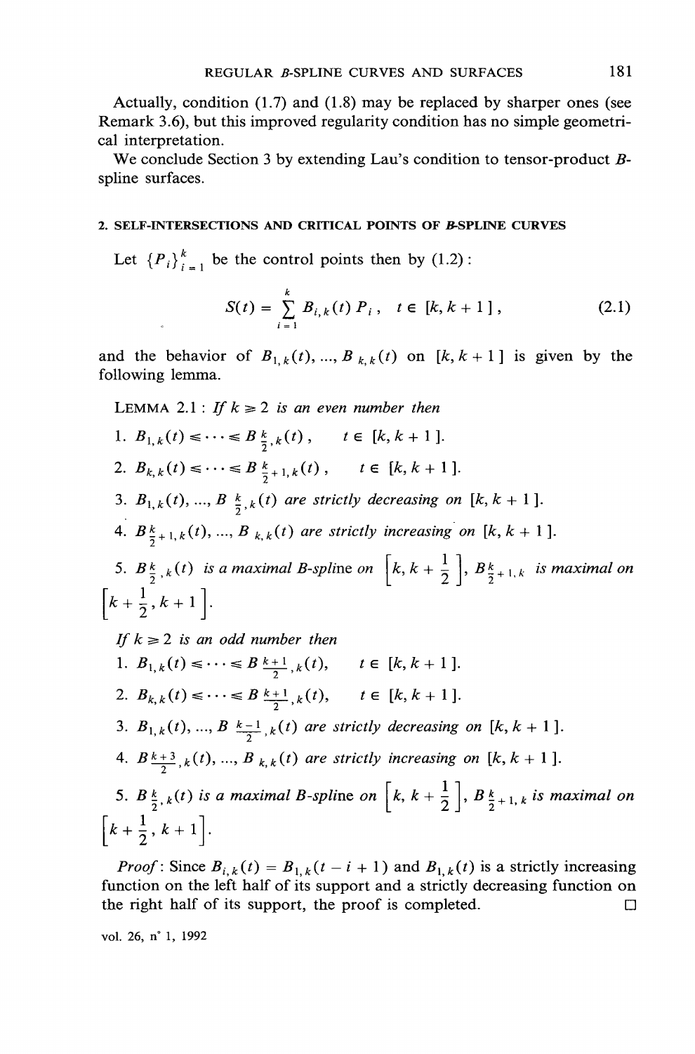Actually, condition (1.7) and (1.8) may be replaced by sharper ones (see Remark 3.6), but this improved regularity condition has no simple geometrical interpretation.

We conclude Section 3 by extending Lau's condition to tensor-product $B$-spline surfaces.

## 2. SELF-INTERSECTIONS AND CRITICAL POINTS OF $B$-SPLINE CURVES

Let $\{P_i\}_{i=1}^{k}$ be the control points then by (1.2):

$$S(t) = \sum_{i=1}^{k} B_{i,k}(t)\, P_i\,, \quad t \in [k, k+1]\,, \tag{2.1}$$

and the behavior of $B_{1,k}(t), \ldots, B_{k,k}(t)$ on $[k, k+1]$ is given by the following lemma.

LEMMA 2.1 : *If $k \geq 2$ is an even number then*

1. $B_{1,k}(t) \leq \cdots \leq B_{\frac{k}{2},k}(t)\,, \quad t \in [k, k+1]$.
2. $B_{k,k}(t) \leq \cdots \leq B_{\frac{k}{2}+1,k}(t)\,, \quad t \in [k, k+1]$.
3. $B_{1,k}(t), \ldots, B_{\frac{k}{2},k}(t)$ *are strictly decreasing on* $[k, k+1]$.
4. $B_{\frac{k}{2}+1,k}(t), \ldots, B_{k,k}(t)$ *are strictly increasing on* $[k, k+1]$.
5. $B_{\frac{k}{2},k}(t)$ *is a maximal B-spline on* $\left[k, k+\frac{1}{2}\right]$, $B_{\frac{k}{2}+1,k}$ *is maximal on* $\left[k+\frac{1}{2}, k+1\right]$.

*If $k \geq 2$ is an odd number then*

1. $B_{1,k}(t) \leq \cdots \leq B_{\frac{k+1}{2},k}(t), \quad t \in [k, k+1]$.
2. $B_{k,k}(t) \leq \cdots \leq B_{\frac{k+1}{2},k}(t), \quad t \in [k, k+1]$.
3. $B_{1,k}(t), \ldots, B_{\frac{k-1}{2},k}(t)$ *are strictly decreasing on* $[k, k+1]$.
4. $B_{\frac{k+3}{2},k}(t), \ldots, B_{k,k}(t)$ *are strictly increasing on* $[k, k+1]$.
5. $B_{\frac{k}{2},k}(t)$ *is a maximal B-spline on* $\left[k, k+\frac{1}{2}\right]$, $B_{\frac{k}{2}+1,k}$ *is maximal on* $\left[k+\frac{1}{2}, k+1\right]$.

*Proof*: Since $B_{i,k}(t) = B_{1,k}(t-i+1)$ and $B_{1,k}(t)$ is a strictly increasing function on the left half of its support and a strictly decreasing function on the right half of its support, the proof is completed. □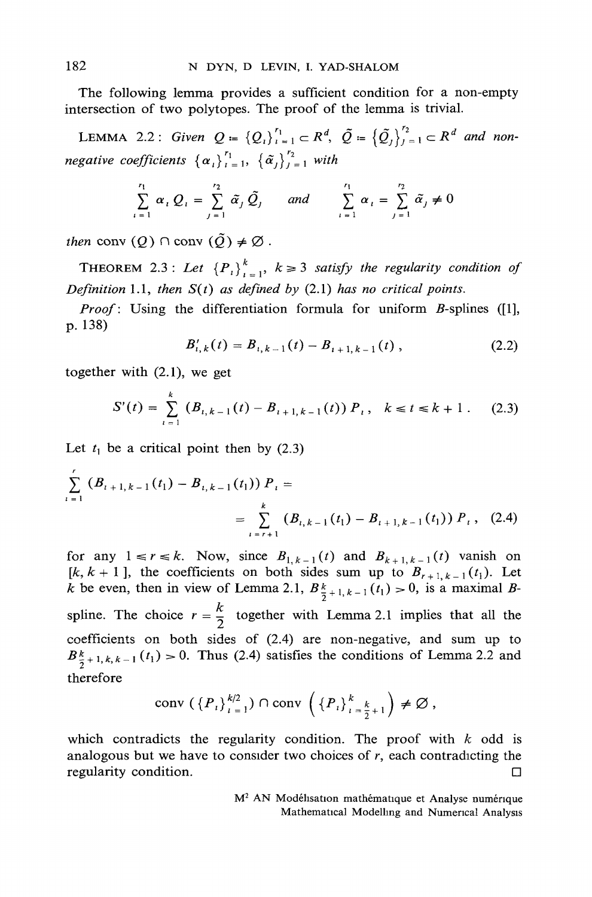The following lemma provides a sufficient condition for a non-empty intersection of two polytopes. The proof of the lemma is trivial.

LEMMA 2.2 : *Given* $Q := \{Q_i\}_{i=1}^{r_1} \subset R^d$, $\tilde{Q} := \{\tilde{Q}_j\}_{j=1}^{r_2} \subset R^d$ *and non-negative coefficients* $\{\alpha_i\}_{i=1}^{r_1}$, $\{\tilde{\alpha}_j\}_{j=1}^{r_2}$ *with*

$$\sum_{i=1}^{r_1} \alpha_i Q_i = \sum_{j=1}^{r_2} \tilde{\alpha}_j \tilde{Q}_j \quad \text{and} \quad \sum_{i=1}^{r_1} \alpha_i = \sum_{j=1}^{r_2} \tilde{\alpha}_j \neq 0$$

*then* $\operatorname{conv}(Q) \cap \operatorname{conv}(\tilde{Q}) \neq \varnothing$.

THEOREM 2.3 : *Let* $\{P_i\}_{i=1}^{k}$, $k \geqslant 3$ *satisfy the regularity condition of Definition* 1.1, *then* $S(t)$ *as defined by* (2.1) *has no critical points.*

*Proof*: Using the differentiation formula for uniform *B*-splines ([1], p. 138)

$$B'_{i,k}(t) = B_{i,k-1}(t) - B_{i+1,k-1}(t)\,, \tag{2.2}$$

together with (2.1), we get

$$S'(t) = \sum_{i=1}^{k} (B_{i,k-1}(t) - B_{i+1,k-1}(t))\, P_i\,, \quad k \leqslant t \leqslant k+1\,. \tag{2.3}$$

Let $t_1$ be a critical point then by (2.3)

$$\sum_{i=1}^{r} (B_{i+1,k-1}(t_1) - B_{i,k-1}(t_1))\, P_i = \sum_{i=r+1}^{k} (B_{i,k-1}(t_1) - B_{i+1,k-1}(t_1))\, P_i\,, \tag{2.4}$$

for any $1 \leqslant r \leqslant k$. Now, since $B_{1,k-1}(t)$ and $B_{k+1,k-1}(t)$ vanish on $[k, k+1]$, the coefficients on both sides sum up to $B_{r+1,k-1}(t_1)$. Let $k$ be even, then in view of Lemma 2.1, $B_{\frac{k}{2}+1,k-1}(t_1) > 0$, is a maximal *B*-spline. The choice $r = \frac{k}{2}$ together with Lemma 2.1 implies that all the coefficients on both sides of (2.4) are non-negative, and sum up to $B_{\frac{k}{2}+1,k,k-1}(t_1) > 0$. Thus (2.4) satisfies the conditions of Lemma 2.2 and therefore

$$\operatorname{conv}(\{P_i\}_{i=1}^{k/2}) \cap \operatorname{conv}\left(\{P_i\}_{i=\frac{k}{2}+1}^{k}\right) \neq \varnothing\,,$$

which contradicts the regularity condition. The proof with $k$ odd is analogous but we have to consider two choices of $r$, each contradicting the regularity condition. □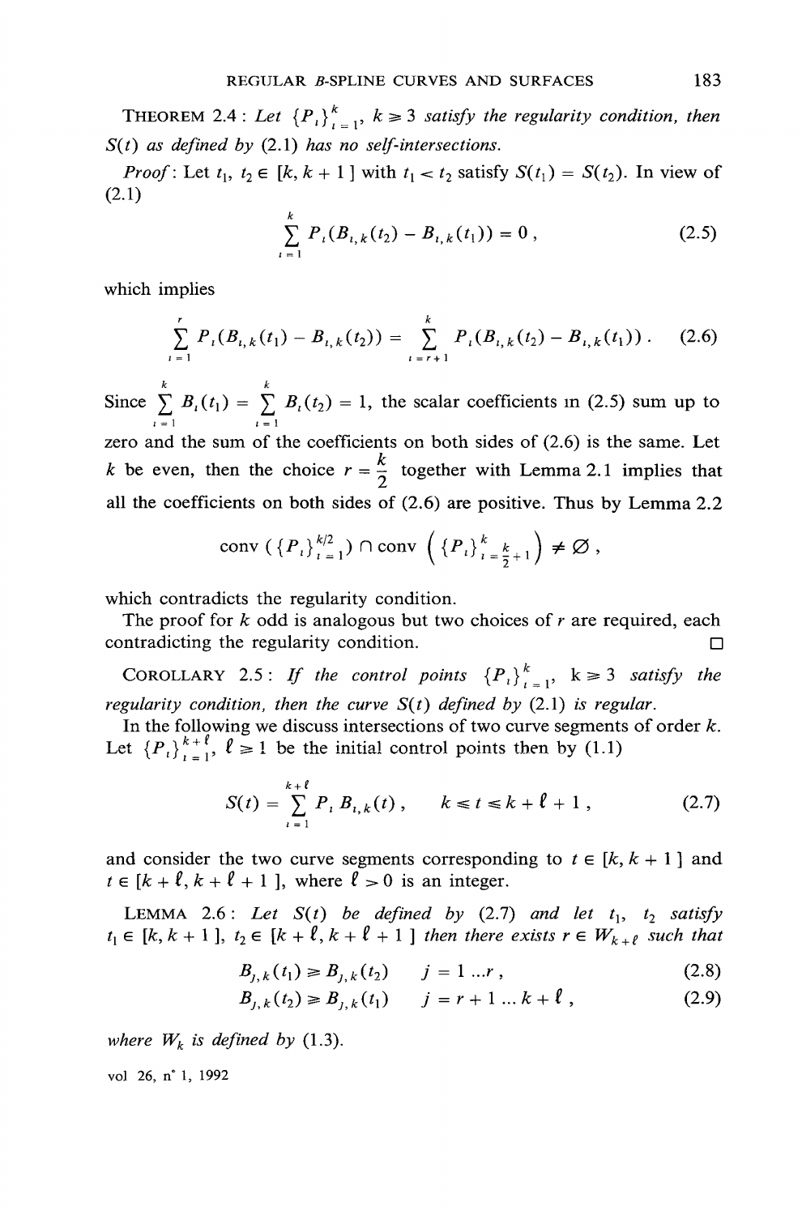THEOREM 2.4 : *Let $\{P_i\}_{i=1}^{k}$, $k \geq 3$ satisfy the regularity condition, then $S(t)$ as defined by (2.1) has no self-intersections.*

*Proof*: Let $t_1$, $t_2 \in [k, k+1]$ with $t_1 < t_2$ satisfy $S(t_1) = S(t_2)$. In view of (2.1)

$$\sum_{i=1}^{k} P_i (B_{i,k}(t_2) - B_{i,k}(t_1)) = 0 , \tag{2.5}$$

which implies

$$\sum_{i=1}^{r} P_i (B_{i,k}(t_1) - B_{i,k}(t_2)) = \sum_{i=r+1}^{k} P_i (B_{i,k}(t_2) - B_{i,k}(t_1)) . \tag{2.6}$$

Since $\sum_{i=1}^{k} B_i(t_1) = \sum_{i=1}^{k} B_i(t_2) = 1$, the scalar coefficients in (2.5) sum up to zero and the sum of the coefficients on both sides of (2.6) is the same. Let $k$ be even, then the choice $r = \frac{k}{2}$ together with Lemma 2.1 implies that all the coefficients on both sides of (2.6) are positive. Thus by Lemma 2.2

$$\operatorname{conv}\left(\{P_i\}_{i=1}^{k/2}\right) \cap \operatorname{conv}\left(\{P_i\}_{i=\frac{k}{2}+1}^{k}\right) \neq \varnothing ,$$

which contradicts the regularity condition.

The proof for $k$ odd is analogous but two choices of $r$ are required, each contradicting the regularity condition. □

COROLLARY 2.5 : *If the control points $\{P_i\}_{i=1}^{k}$, $k \geq 3$ satisfy the regularity condition, then the curve $S(t)$ defined by (2.1) is regular.*

In the following we discuss intersections of two curve segments of order $k$. Let $\{P_i\}_{i=1}^{k+\ell}$, $\ell \geq 1$ be the initial control points then by (1.1)

$$S(t) = \sum_{i=1}^{k+\ell} P_i B_{i,k}(t) , \qquad k \leq t \leq k + \ell + 1 , \tag{2.7}$$

and consider the two curve segments corresponding to $t \in [k, k+1]$ and $t \in [k+\ell, k+\ell+1]$, where $\ell > 0$ is an integer.

LEMMA 2.6 : *Let $S(t)$ be defined by (2.7) and let $t_1$, $t_2$ satisfy $t_1 \in [k, k+1]$, $t_2 \in [k+\ell, k+\ell+1]$ then there exists $r \in W_{k+\ell}$ such that*

$$B_{j,k}(t_1) \geq B_{j,k}(t_2) \qquad j = 1 \ldots r , \tag{2.8}$$

$$B_{j,k}(t_2) \geq B_{j,k}(t_1) \qquad j = r+1 \ldots k+\ell , \tag{2.9}$$

*where $W_k$ is defined by (1.3).*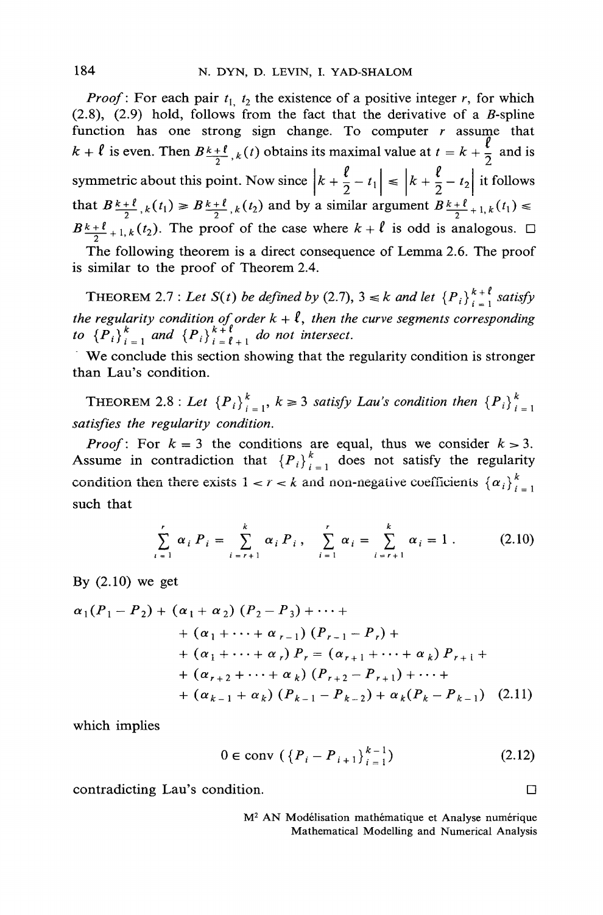*Proof*: For each pair $t_1$, $t_2$ the existence of a positive integer $r$, for which (2.8), (2.9) hold, follows from the fact that the derivative of a $B$-spline function has one strong sign change. To computer $r$ assume that $k + \ell$ is even. Then $B_{\frac{k+\ell}{2},k}(t)$ obtains its maximal value at $t = k + \frac{\ell}{2}$ and is symmetric about this point. Now since $\left|k + \frac{\ell}{2} - t_1\right| \leq \left|k + \frac{\ell}{2} - t_2\right|$ it follows that $B_{\frac{k+\ell}{2},k}(t_1) \geq B_{\frac{k+\ell}{2},k}(t_2)$ and by a similar argument $B_{\frac{k+\ell}{2}+1,k}(t_1) \leq B_{\frac{k+\ell}{2}+1,k}(t_2)$. The proof of the case where $k + \ell$ is odd is analogous. □

The following theorem is a direct consequence of Lemma 2.6. The proof is similar to the proof of Theorem 2.4.

THEOREM 2.7 : *Let $S(t)$ be defined by (2.7), $3 \leq k$ and let $\{P_i\}_{i=1}^{k+\ell}$ satisfy the regularity condition of order $k + \ell$, then the curve segments corresponding to $\{P_i\}_{i=1}^{k}$ and $\{P_i\}_{i=\ell+1}^{k+\ell}$ do not intersect.*

We conclude this section showing that the regularity condition is stronger than Lau's condition.

THEOREM 2.8 : *Let $\{P_i\}_{i=1}^{k}$, $k \geq 3$ satisfy Lau's condition then $\{P_i\}_{i=1}^{k}$ satisfies the regularity condition.*

*Proof*: For $k = 3$ the conditions are equal, thus we consider $k > 3$. Assume in contradiction that $\{P_i\}_{i=1}^{k}$ does not satisfy the regularity condition then there exists $1 < r < k$ and non-negative coefficients $\{\alpha_i\}_{i=1}^{k}$ such that

$$\sum_{i=1}^{r} \alpha_i P_i = \sum_{i=r+1}^{k} \alpha_i P_i, \quad \sum_{i=1}^{r} \alpha_i = \sum_{i=r+1}^{k} \alpha_i = 1. \tag{2.10}$$

By (2.10) we get

$$\begin{aligned}
&\alpha_1(P_1 - P_2) + (\alpha_1 + \alpha_2)(P_2 - P_3) + \cdots + \\
&\quad + (\alpha_1 + \cdots + \alpha_{r-1})(P_{r-1} - P_r) + \\
&\quad + (\alpha_1 + \cdots + \alpha_r) P_r = (\alpha_{r+1} + \cdots + \alpha_k) P_{r+1} + \\
&\quad + (\alpha_{r+2} + \cdots + \alpha_k)(P_{r+2} - P_{r+1}) + \cdots + \\
&\quad + (\alpha_{k-1} + \alpha_k)(P_{k-1} - P_{k-2}) + \alpha_k(P_k - P_{k-1})
\end{aligned} \tag{2.11}$$

which implies

$$0 \in \operatorname{conv}\left(\{P_i - P_{i+1}\}_{i=1}^{k-1}\right) \tag{2.12}$$

contradicting Lau's condition. □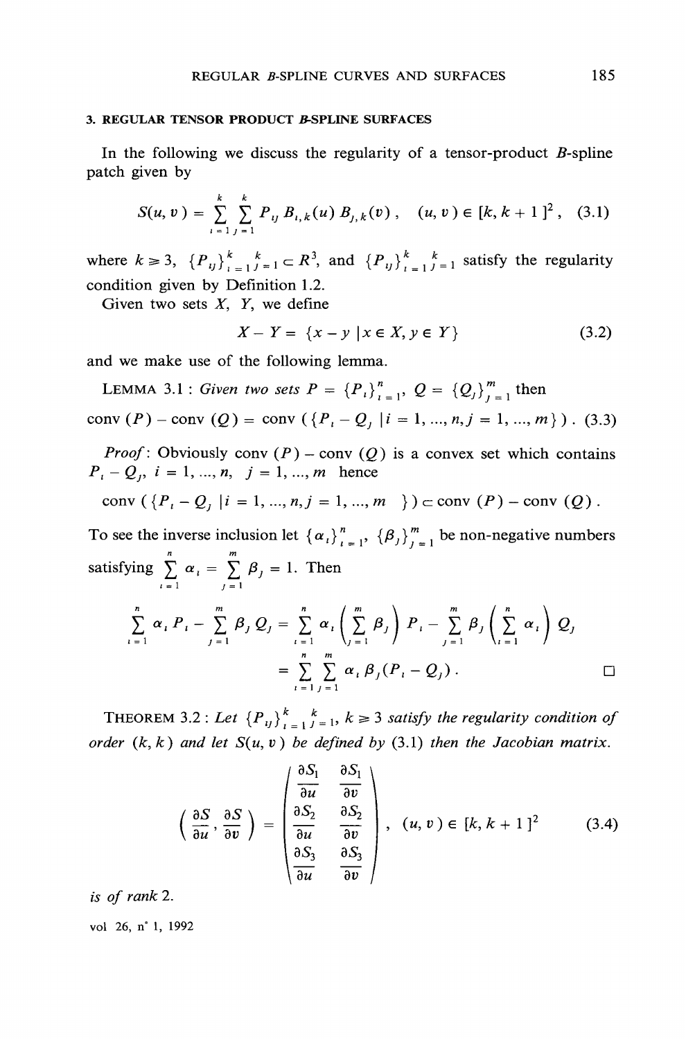## 3. REGULAR TENSOR PRODUCT *B*-SPLINE SURFACES

In the following we discuss the regularity of a tensor-product *B*-spline patch given by

$$S(u, v) = \sum_{i=1}^{k} \sum_{j=1}^{k} P_{ij} B_{i,k}(u) B_{j,k}(v), \quad (u, v) \in [k, k+1]^2, \quad (3.1)$$

where $k \geq 3$, $\{P_{ij}\}_{i=1}^{k}{}_{j=1}^{k} \subset R^3$, and $\{P_{ij}\}_{i=1}^{k}{}_{j=1}^{k}$ satisfy the regularity condition given by Definition 1.2.

Given two sets $X$, $Y$, we define

$$X - Y = \{x - y \mid x \in X, y \in Y\} \quad (3.2)$$

and we make use of the following lemma.

LEMMA 3.1 : *Given two sets* $P = \{P_i\}_{i=1}^{n}$, $Q = \{Q_j\}_{j=1}^{m}$ *then*

$$\operatorname{conv}(P) - \operatorname{conv}(Q) = \operatorname{conv}(\{P_i - Q_j \mid i = 1, \dots, n, j = 1, \dots, m\}). \quad (3.3)$$

*Proof*: Obviously $\operatorname{conv}(P) - \operatorname{conv}(Q)$ is a convex set which contains $P_i - Q_j$, $i = 1, \dots, n$, $j = 1, \dots, m$ hence

$$\operatorname{conv}(\{P_i - Q_j \mid i = 1, \dots, n, j = 1, \dots, m\}) \subset \operatorname{conv}(P) - \operatorname{conv}(Q).$$

To see the inverse inclusion let $\{\alpha_i\}_{i=1}^{n}$, $\{\beta_j\}_{j=1}^{m}$ be non-negative numbers satisfying $\sum_{i=1}^{n} \alpha_i = \sum_{j=1}^{m} \beta_j = 1$. Then

$$\sum_{i=1}^{n} \alpha_i P_i - \sum_{j=1}^{m} \beta_j Q_j = \sum_{i=1}^{n} \alpha_i \left( \sum_{j=1}^{m} \beta_j \right) P_i - \sum_{j=1}^{m} \beta_j \left( \sum_{i=1}^{n} \alpha_i \right) Q_j$$

$$= \sum_{i=1}^{n} \sum_{j=1}^{m} \alpha_i \beta_j (P_i - Q_j). \qquad \square$$

THEOREM 3.2 : *Let* $\{P_{ij}\}_{i=1}^{k}{}_{j=1}^{k}$, $k \geq 3$ *satisfy the regularity condition of order* $(k, k)$ *and let* $S(u, v)$ *be defined by* (3.1) *then the Jacobian matrix.*

$$\left( \frac{\partial S}{\partial u}, \frac{\partial S}{\partial v} \right) = \begin{pmatrix} \dfrac{\partial S_1}{\partial u} & \dfrac{\partial S_1}{\partial v} \\ \dfrac{\partial S_2}{\partial u} & \dfrac{\partial S_2}{\partial v} \\ \dfrac{\partial S_3}{\partial u} & \dfrac{\partial S_3}{\partial v} \end{pmatrix}, \quad (u, v) \in [k, k+1]^2 \quad (3.4)$$

*is of rank* 2.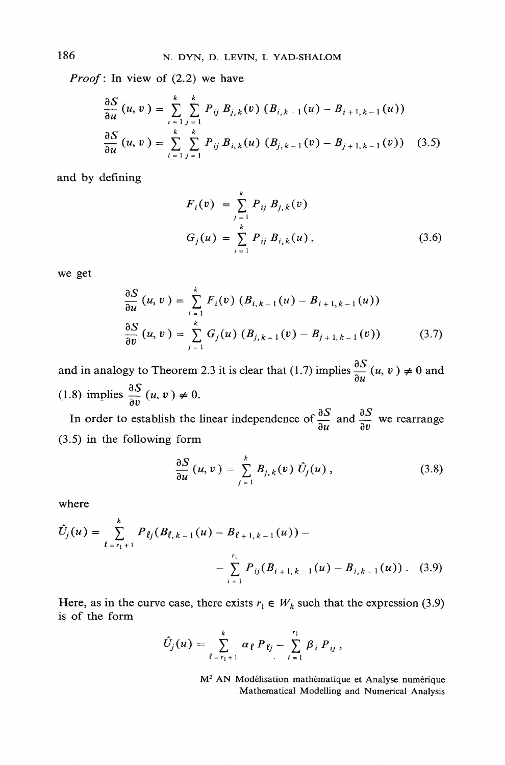*Proof*: In view of (2.2) we have

$$\frac{\partial S}{\partial u}(u,v) = \sum_{i=1}^{k}\sum_{j=1}^{k} P_{ij}\, B_{j,k}(v)\,(B_{i,k-1}(u) - B_{i+1,k-1}(u))$$

$$\frac{\partial S}{\partial u}(u,v) = \sum_{i=1}^{k}\sum_{j=1}^{k} P_{ij}\, B_{i,k}(u)\,(B_{j,k-1}(v) - B_{j+1,k-1}(v)) \tag{3.5}$$

and by defining

$$F_i(v) = \sum_{j=1}^{k} P_{ij}\, B_{j,k}(v)$$

$$G_j(u) = \sum_{i=1}^{k} P_{ij}\, B_{i,k}(u)\,, \tag{3.6}$$

we get

$$\frac{\partial S}{\partial u}(u,v) = \sum_{i=1}^{k} F_i(v)\,(B_{i,k-1}(u) - B_{i+1,k-1}(u))$$

$$\frac{\partial S}{\partial v}(u,v) = \sum_{j=1}^{k} G_j(u)\,(B_{j,k-1}(v) - B_{j+1,k-1}(v)) \tag{3.7}$$

and in analogy to Theorem 2.3 it is clear that (1.7) implies $\frac{\partial S}{\partial u}(u,v) \neq 0$ and (1.8) implies $\frac{\partial S}{\partial v}(u,v) \neq 0$.

In order to establish the linear independence of $\frac{\partial S}{\partial u}$ and $\frac{\partial S}{\partial v}$ we rearrange (3.5) in the following form

$$\frac{\partial S}{\partial u}(u,v) = \sum_{j=1}^{k} B_{j,k}(v)\,\hat{U}_j(u)\,, \tag{3.8}$$

where

$$\hat{U}_j(u) = \sum_{\ell=r_1+1}^{k} P_{\ell j}(B_{\ell,k-1}(u) - B_{\ell+1,k-1}(u)) - $$

$$- \sum_{i=1}^{r_1} P_{ij}(B_{i+1,k-1}(u) - B_{i,k-1}(u))\,. \tag{3.9}$$

Here, as in the curve case, there exists $r_1 \in W_k$ such that the expression (3.9) is of the form

$$\hat{U}_j(u) = \sum_{\ell=r_1+1}^{k} \alpha_\ell P_{\ell j} - \sum_{i=1}^{r_1} \beta_i P_{ij}\,,$$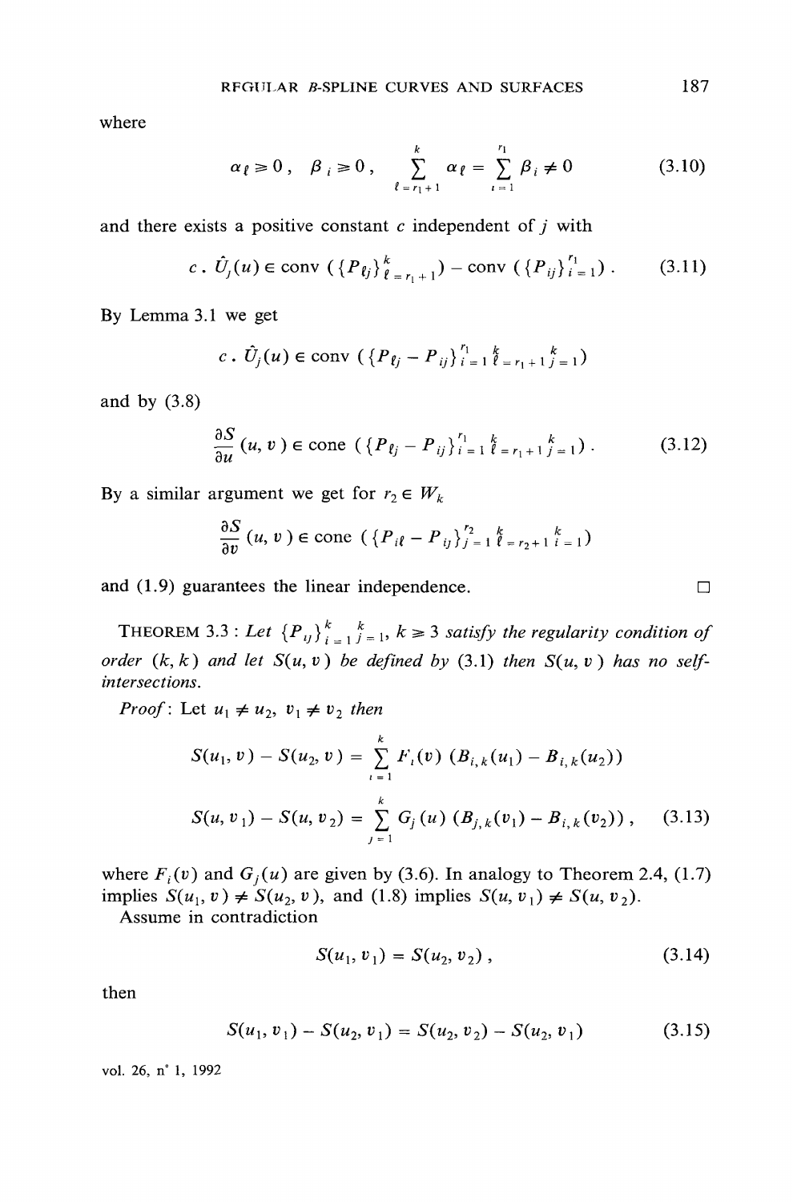where

$$\alpha_\ell \geq 0\,, \quad \beta_i \geq 0\,, \quad \sum_{\ell = r_1 + 1}^{k} \alpha_\ell = \sum_{i=1}^{r_1} \beta_i \neq 0 \tag{3.10}$$

and there exists a positive constant $c$ independent of $j$ with

$$c \,.\, \hat{U}_j(u) \in \operatorname{conv}\left(\{P_{\ell j}\}_{\ell = r_1 + 1}^{k}\right) - \operatorname{conv}\left(\{P_{ij}\}_{i=1}^{r_1}\right). \tag{3.11}$$

By Lemma 3.1 we get

$$c \,.\, \hat{U}_j(u) \in \operatorname{conv}\left(\{P_{\ell j} - P_{ij}\}_{i=1}^{r_1}{}_{\ell = r_1+1}^{k}{}_{j=1}^{k}\right)$$

and by (3.8)

$$\frac{\partial S}{\partial u}(u, v) \in \operatorname{cone}\left(\{P_{\ell j} - P_{ij}\}_{i=1}^{r_1}{}_{\ell = r_1+1}^{k}{}_{j=1}^{k}\right). \tag{3.12}$$

By a similar argument we get for $r_2 \in W_k$

$$\frac{\partial S}{\partial v}(u, v) \in \operatorname{cone}\left(\{P_{i\ell} - P_{ij}\}_{j=1}^{r_2}{}_{\ell = r_2+1}^{k}{}_{i=1}^{k}\right)$$

and (1.9) guarantees the linear independence. □

**THEOREM 3.3** : *Let $\{P_{ij}\}_{i=1}^{k}{}_{j=1}^{k}$, $k \geq 3$ satisfy the regularity condition of order $(k, k)$ and let $S(u, v)$ be defined by (3.1) then $S(u, v)$ has no self-intersections.*

*Proof*: Let $u_1 \neq u_2$, $v_1 \neq v_2$ *then*

$$S(u_1, v) - S(u_2, v) = \sum_{i=1}^{k} F_i(v)\,(B_{i,k}(u_1) - B_{i,k}(u_2))$$

$$S(u, v_1) - S(u, v_2) = \sum_{j=1}^{k} G_j(u)\,(B_{j,k}(v_1) - B_{i,k}(v_2))\,, \tag{3.13}$$

where $F_i(v)$ and $G_j(u)$ are given by (3.6). In analogy to Theorem 2.4, (1.7) implies $S(u_1, v) \neq S(u_2, v)$, and (1.8) implies $S(u, v_1) \neq S(u, v_2)$.

Assume in contradiction

$$S(u_1, v_1) = S(u_2, v_2)\,, \tag{3.14}$$

then

$$S(u_1, v_1) - S(u_2, v_1) = S(u_2, v_2) - S(u_2, v_1) \tag{3.15}$$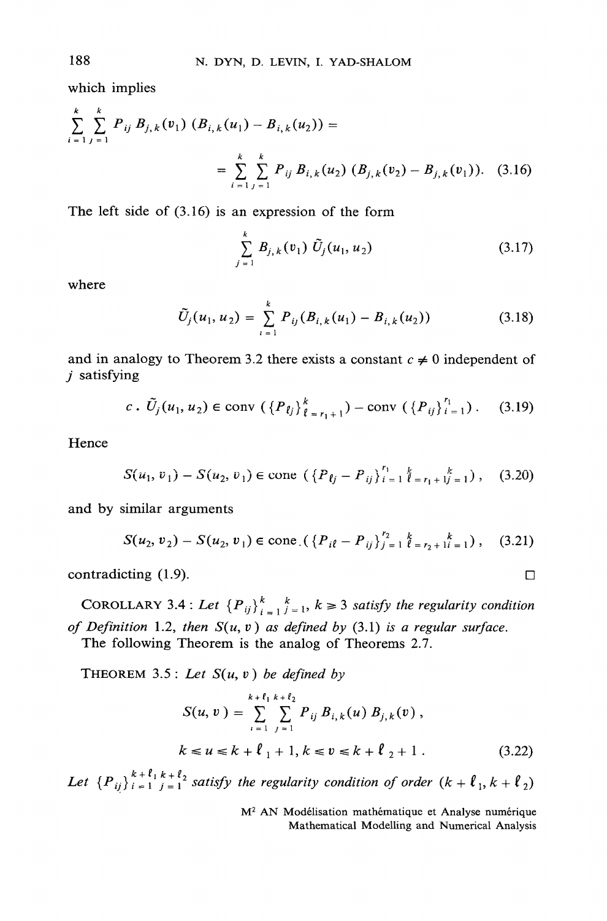which implies

$$\sum_{i=1}^{k} \sum_{j=1}^{k} P_{ij} B_{j,k}(v_1) (B_{i,k}(u_1) - B_{i,k}(u_2)) =$$

$$= \sum_{i=1}^{k} \sum_{j=1}^{k} P_{ij} B_{i,k}(u_2) (B_{j,k}(v_2) - B_{j,k}(v_1)). \tag{3.16}$$

The left side of (3.16) is an expression of the form

$$\sum_{j=1}^{k} B_{j,k}(v_1) \tilde{U}_j(u_1, u_2) \tag{3.17}$$

where

$$\tilde{U}_j(u_1, u_2) = \sum_{i=1}^{k} P_{ij} (B_{i,k}(u_1) - B_{i,k}(u_2)) \tag{3.18}$$

and in analogy to Theorem 3.2 there exists a constant $c \neq 0$ independent of $j$ satisfying

$$c \cdot \tilde{U}_j(u_1, u_2) \in \operatorname{conv}(\{P_{\ell j}\}_{\ell = r_1 + 1}^{k}) - \operatorname{conv}(\{P_{ij}\}_{i=1}^{r_1}). \tag{3.19}$$

Hence

$$S(u_1, v_1) - S(u_2, v_1) \in \operatorname{cone}(\{P_{\ell j} - P_{ij}\}_{i=1}^{r_1}{}_{\ell = r_1 + 1}^{k}{}_{j=1}^{k}), \tag{3.20}$$

and by similar arguments

$$S(u_2, v_2) - S(u_2, v_1) \in \operatorname{cone}(\{P_{i\ell} - P_{ij}\}_{j=1}^{r_2}{}_{\ell = r_2 + 1}^{k}{}_{i=1}^{k}), \tag{3.21}$$

contradicting (1.9). □

COROLLARY 3.4 : *Let $\{P_{ij}\}_{i=1}^{k}{}_{j=1}^{k}$, $k \geq 3$ satisfy the regularity condition of Definition 1.2, then $S(u, v)$ as defined by (3.1) is a regular surface.*

The following Theorem is the analog of Theorems 2.7.

THEOREM 3.5 : *Let $S(u, v)$ be defined by*

$$S(u, v) = \sum_{i=1}^{k+\ell_1} \sum_{j=1}^{k+\ell_2} P_{ij} B_{i,k}(u) B_{j,k}(v),$$

$$k \leq u \leq k + \ell_1 + 1, k \leq v \leq k + \ell_2 + 1. \tag{3.22}$$

*Let $\{P_{ij}\}_{i=1}^{k+\ell_1}{}_{j=1}^{k+\ell_2}$ satisfy the regularity condition of order $(k + \ell_1, k + \ell_2)$*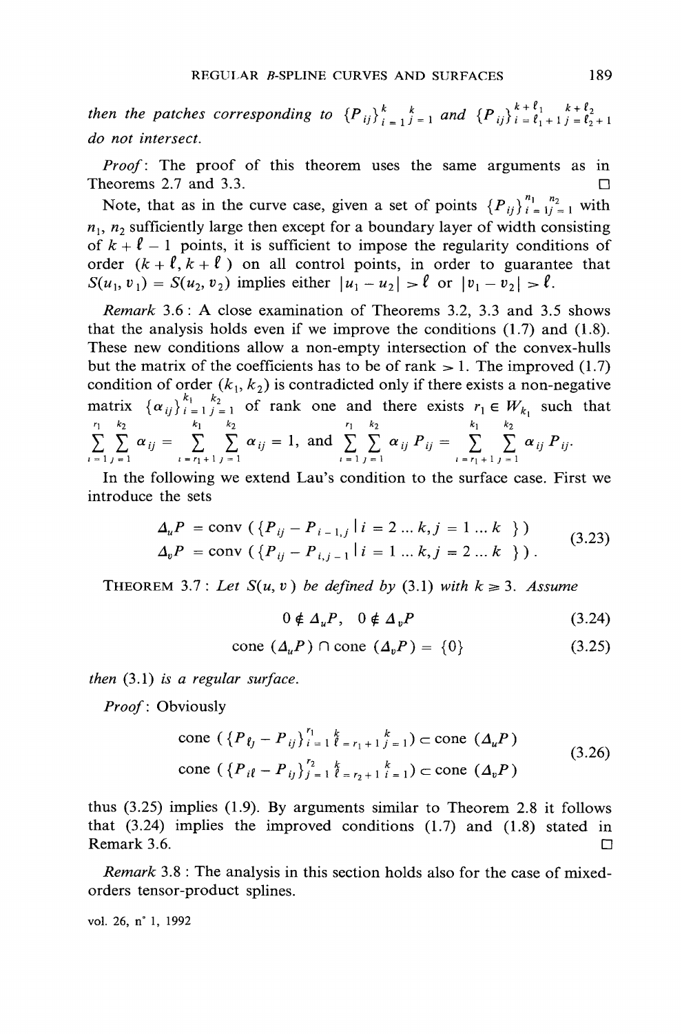*then the patches corresponding to* $\{P_{ij}\}_{i=1}^{k}{}_{j=1}^{k}$ *and* $\{P_{ij}\}_{i=\ell_1+1}^{k+\ell_1}{}_{j=\ell_2+1}^{k+\ell_2}$ *do not intersect.*

*Proof*: The proof of this theorem uses the same arguments as in Theorems 2.7 and 3.3. □

Note, that as in the curve case, given a set of points $\{P_{ij}\}_{i=1}^{n_1}{}_{j=1}^{n_2}$ with $n_1$, $n_2$ sufficiently large then except for a boundary layer of width consisting of $k + \ell - 1$ points, it is sufficient to impose the regularity conditions of order $(k + \ell, k + \ell)$ on all control points, in order to guarantee that $S(u_1, v_1) = S(u_2, v_2)$ implies either $|u_1 - u_2| > \ell$ or $|v_1 - v_2| > \ell$.

*Remark* 3.6 : A close examination of Theorems 3.2, 3.3 and 3.5 shows that the analysis holds even if we improve the conditions (1.7) and (1.8). These new conditions allow a non-empty intersection of the convex-hulls but the matrix of the coefficients has to be of rank > 1. The improved (1.7) condition of order $(k_1, k_2)$ is contradicted only if there exists a non-negative matrix $\{\alpha_{ij}\}_{i=1}^{k_1}{}_{j=1}^{k_2}$ of rank one and there exists $r_1 \in W_{k_1}$ such that $\sum_{i=1}^{r_1}\sum_{j=1}^{k_2} \alpha_{ij} = \sum_{i=r_1+1}^{k_1}\sum_{j=1}^{k_2} \alpha_{ij} = 1$, and $\sum_{i=1}^{r_1}\sum_{j=1}^{k_2} \alpha_{ij} P_{ij} = \sum_{i=r_1+1}^{k_1}\sum_{j=1}^{k_2} \alpha_{ij} P_{ij}$.

In the following we extend Lau's condition to the surface case. First we introduce the sets

$$
\begin{aligned}
\Delta_u P &= \operatorname{conv}\left(\{P_{ij} - P_{i-1,j} \mid i = 2 \dots k, j = 1 \dots k\}\right) \\
\Delta_v P &= \operatorname{conv}\left(\{P_{ij} - P_{i,j-1} \mid i = 1 \dots k, j = 2 \dots k\}\right).
\end{aligned}
\tag{3.23}
$$

THEOREM 3.7 : *Let* $S(u, v)$ *be defined by* (3.1) *with* $k \geq 3$. *Assume*

$$0 \notin \Delta_u P, \quad 0 \notin \Delta_v P \tag{3.24}$$

$$\operatorname{cone}(\Delta_u P) \cap \operatorname{cone}(\Delta_v P) = \{0\} \tag{3.25}$$

*then* (3.1) *is a regular surface.*

*Proof*: Obviously

$$
\begin{aligned}
&\operatorname{cone}\left(\{P_{\ell j} - P_{ij}\}_{i=1}^{r_1}{}_{\ell=r_1+1}^{k}{}_{j=1}^{k}\right) \subset \operatorname{cone}(\Delta_u P) \\
&\operatorname{cone}\left(\{P_{i\ell} - P_{ij}\}_{j=1}^{r_2}{}_{\ell=r_2+1}^{k}{}_{i=1}^{k}\right) \subset \operatorname{cone}(\Delta_v P)
\end{aligned}
\tag{3.26}
$$

thus (3.25) implies (1.9). By arguments similar to Theorem 2.8 it follows that (3.24) implies the improved conditions (1.7) and (1.8) stated in Remark 3.6. □

*Remark* 3.8 : The analysis in this section holds also for the case of mixed-orders tensor-product splines.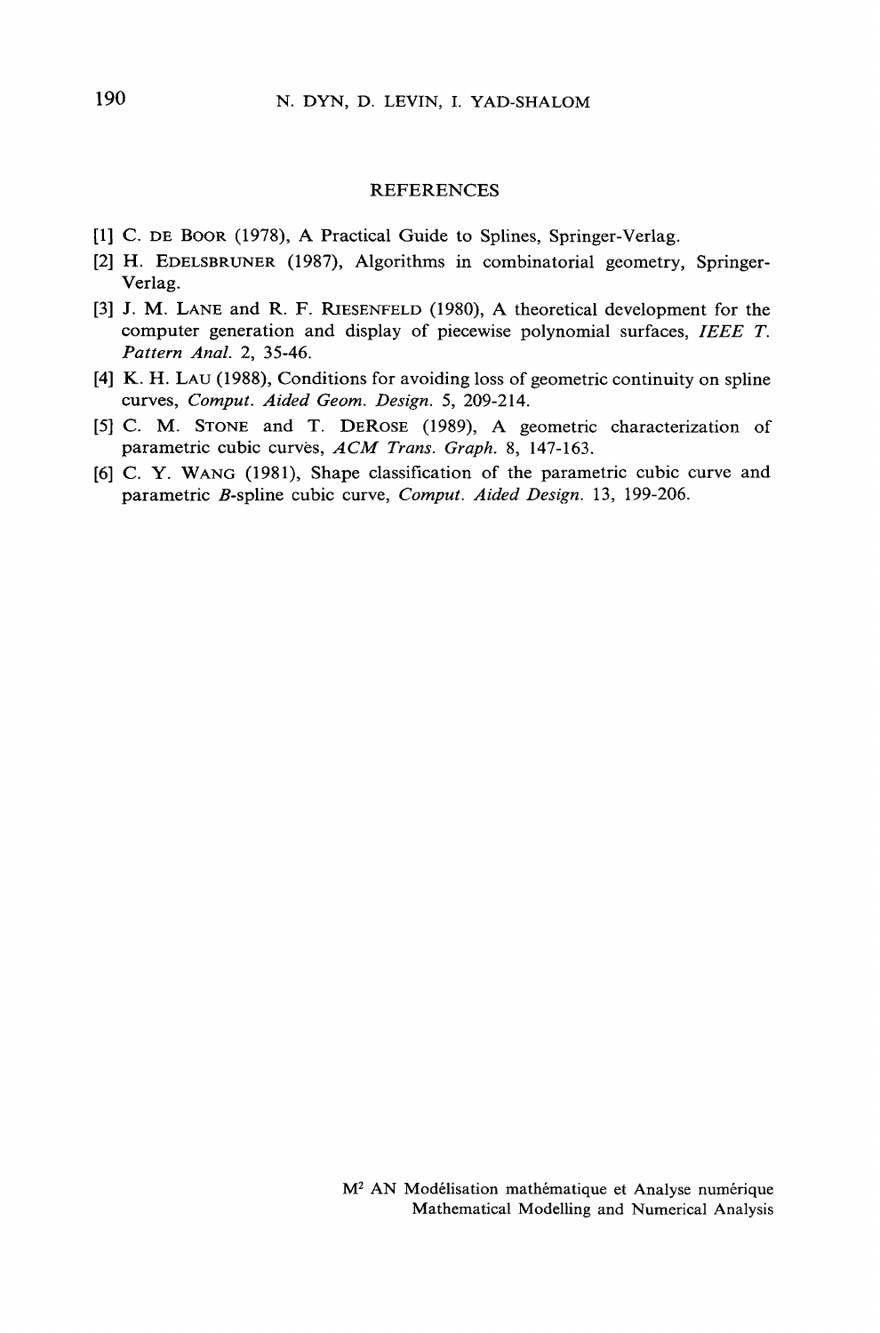## REFERENCES

[1] C. DE BOOR (1978), A Practical Guide to Splines, Springer-Verlag.

[2] H. EDELSBRUNER (1987), Algorithms in combinatorial geometry, Springer-Verlag.

[3] J. M. LANE and R. F. RIESENFELD (1980), A theoretical development for the computer generation and display of piecewise polynomial surfaces, *IEEE T. Pattern Anal.* 2, 35-46.

[4] K. H. LAU (1988), Conditions for avoiding loss of geometric continuity on spline curves, *Comput. Aided Geom. Design.* 5, 209-214.

[5] C. M. STONE and T. DEROSE (1989), A geometric characterization of parametric cubic curves, *ACM Trans. Graph.* 8, 147-163.

[6] C. Y. WANG (1981), Shape classification of the parametric cubic curve and parametric *B*-spline cubic curve, *Comput. Aided Design.* 13, 199-206.